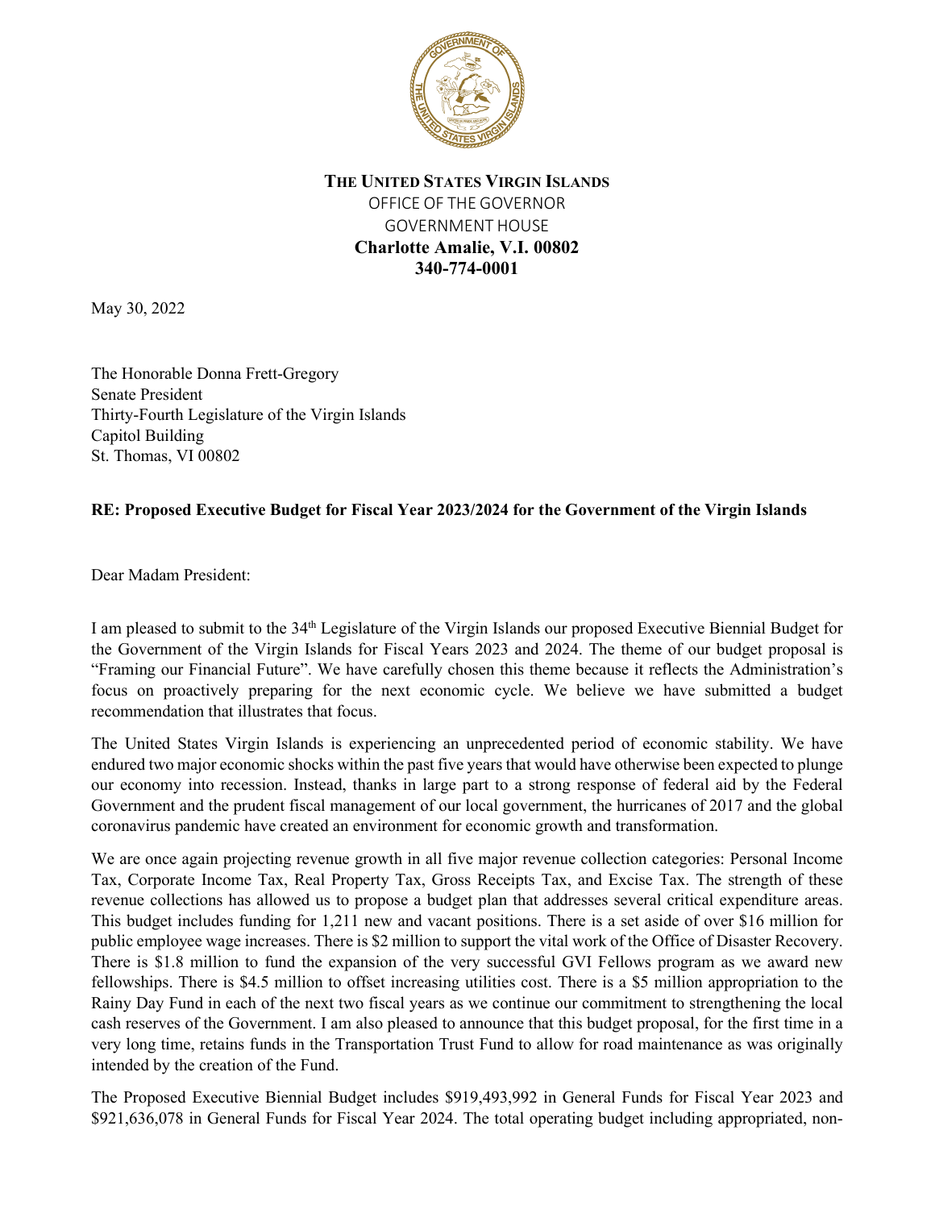**THE UNITED STATES VIRGIN ISLANDS**
OFFICE OF THE GOVERNOR
GOVERNMENT HOUSE
**Charlotte Amalie, V.I. 00802**
**340-774-0001**

May 30, 2022

The Honorable Donna Frett-Gregory
Senate President
Thirty-Fourth Legislature of the Virgin Islands
Capitol Building
St. Thomas, VI 00802

**RE: Proposed Executive Budget for Fiscal Year 2023/2024 for the Government of the Virgin Islands**

Dear Madam President:

I am pleased to submit to the 34th Legislature of the Virgin Islands our proposed Executive Biennial Budget for the Government of the Virgin Islands for Fiscal Years 2023 and 2024. The theme of our budget proposal is "Framing our Financial Future". We have carefully chosen this theme because it reflects the Administration's focus on proactively preparing for the next economic cycle. We believe we have submitted a budget recommendation that illustrates that focus.

The United States Virgin Islands is experiencing an unprecedented period of economic stability. We have endured two major economic shocks within the past five years that would have otherwise been expected to plunge our economy into recession. Instead, thanks in large part to a strong response of federal aid by the Federal Government and the prudent fiscal management of our local government, the hurricanes of 2017 and the global coronavirus pandemic have created an environment for economic growth and transformation.

We are once again projecting revenue growth in all five major revenue collection categories: Personal Income Tax, Corporate Income Tax, Real Property Tax, Gross Receipts Tax, and Excise Tax. The strength of these revenue collections has allowed us to propose a budget plan that addresses several critical expenditure areas. This budget includes funding for 1,211 new and vacant positions. There is a set aside of over $16 million for public employee wage increases. There is $2 million to support the vital work of the Office of Disaster Recovery. There is $1.8 million to fund the expansion of the very successful GVI Fellows program as we award new fellowships. There is $4.5 million to offset increasing utilities cost. There is a $5 million appropriation to the Rainy Day Fund in each of the next two fiscal years as we continue our commitment to strengthening the local cash reserves of the Government. I am also pleased to announce that this budget proposal, for the first time in a very long time, retains funds in the Transportation Trust Fund to allow for road maintenance as was originally intended by the creation of the Fund.

The Proposed Executive Biennial Budget includes $919,493,992 in General Funds for Fiscal Year 2023 and $921,636,078 in General Funds for Fiscal Year 2024. The total operating budget including appropriated, non-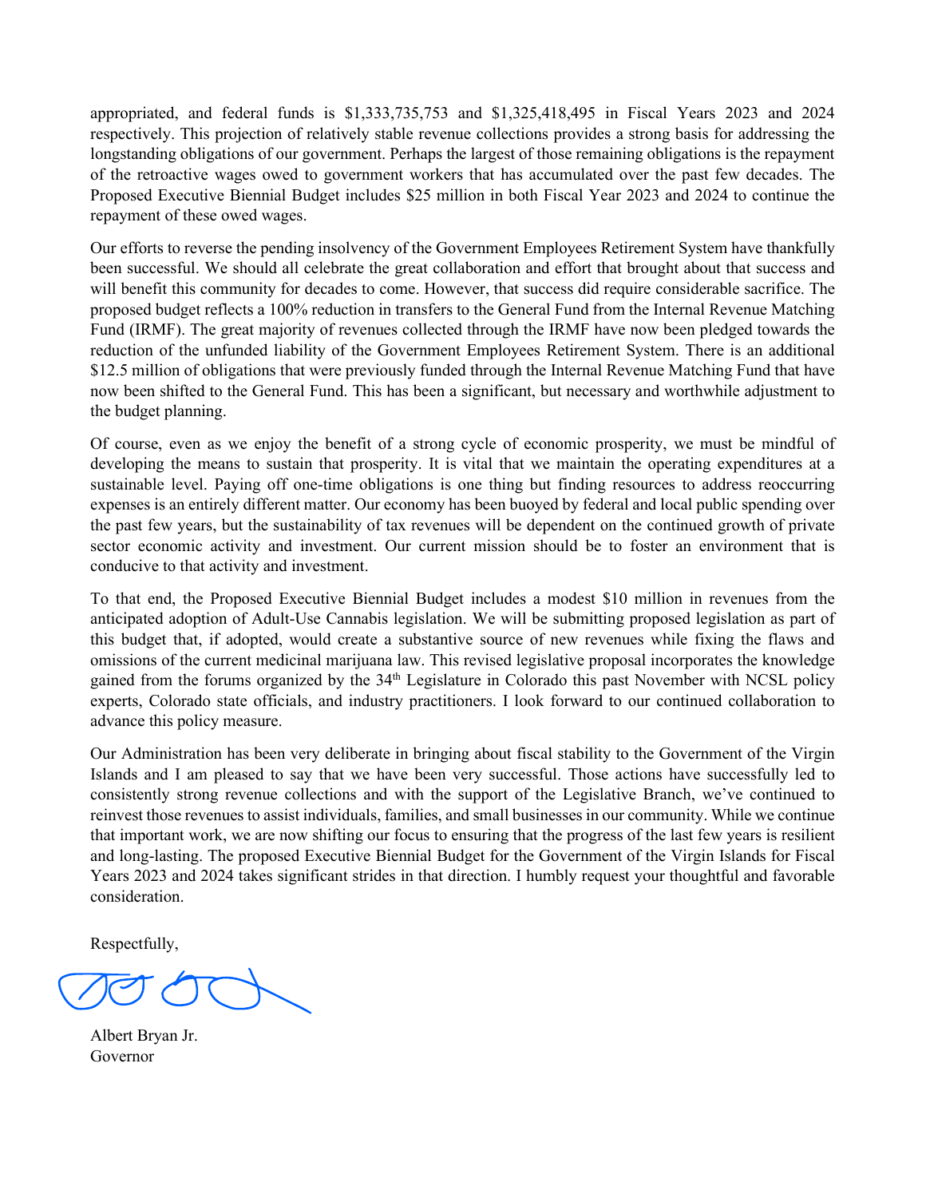appropriated, and federal funds is $1,333,735,753 and $1,325,418,495 in Fiscal Years 2023 and 2024 respectively. This projection of relatively stable revenue collections provides a strong basis for addressing the longstanding obligations of our government. Perhaps the largest of those remaining obligations is the repayment of the retroactive wages owed to government workers that has accumulated over the past few decades. The Proposed Executive Biennial Budget includes $25 million in both Fiscal Year 2023 and 2024 to continue the repayment of these owed wages.

Our efforts to reverse the pending insolvency of the Government Employees Retirement System have thankfully been successful. We should all celebrate the great collaboration and effort that brought about that success and will benefit this community for decades to come. However, that success did require considerable sacrifice. The proposed budget reflects a 100% reduction in transfers to the General Fund from the Internal Revenue Matching Fund (IRMF). The great majority of revenues collected through the IRMF have now been pledged towards the reduction of the unfunded liability of the Government Employees Retirement System. There is an additional $12.5 million of obligations that were previously funded through the Internal Revenue Matching Fund that have now been shifted to the General Fund. This has been a significant, but necessary and worthwhile adjustment to the budget planning.

Of course, even as we enjoy the benefit of a strong cycle of economic prosperity, we must be mindful of developing the means to sustain that prosperity. It is vital that we maintain the operating expenditures at a sustainable level. Paying off one-time obligations is one thing but finding resources to address reoccurring expenses is an entirely different matter. Our economy has been buoyed by federal and local public spending over the past few years, but the sustainability of tax revenues will be dependent on the continued growth of private sector economic activity and investment. Our current mission should be to foster an environment that is conducive to that activity and investment.

To that end, the Proposed Executive Biennial Budget includes a modest $10 million in revenues from the anticipated adoption of Adult-Use Cannabis legislation. We will be submitting proposed legislation as part of this budget that, if adopted, would create a substantive source of new revenues while fixing the flaws and omissions of the current medicinal marijuana law. This revised legislative proposal incorporates the knowledge gained from the forums organized by the 34th Legislature in Colorado this past November with NCSL policy experts, Colorado state officials, and industry practitioners. I look forward to our continued collaboration to advance this policy measure.

Our Administration has been very deliberate in bringing about fiscal stability to the Government of the Virgin Islands and I am pleased to say that we have been very successful. Those actions have successfully led to consistently strong revenue collections and with the support of the Legislative Branch, we've continued to reinvest those revenues to assist individuals, families, and small businesses in our community. While we continue that important work, we are now shifting our focus to ensuring that the progress of the last few years is resilient and long-lasting. The proposed Executive Biennial Budget for the Government of the Virgin Islands for Fiscal Years 2023 and 2024 takes significant strides in that direction. I humbly request your thoughtful and favorable consideration.

Respectfully,

Albert Bryan Jr.
Governor